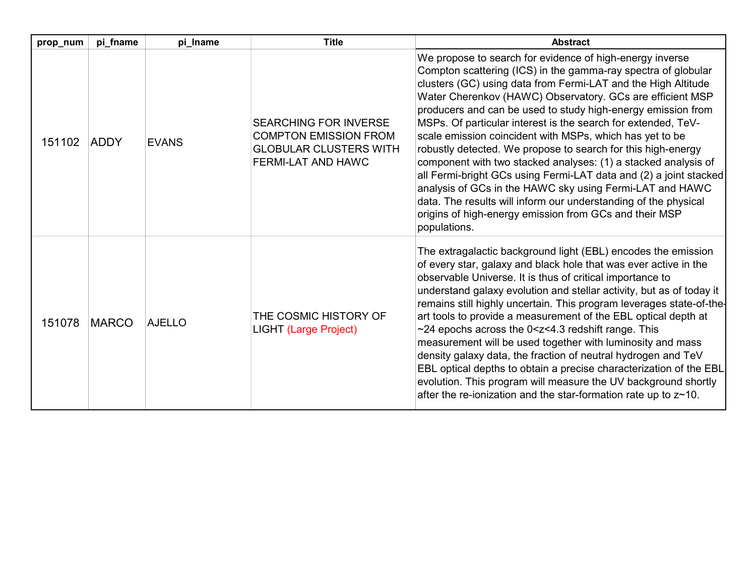| prop_num | pi_fname | pi_lname | Title | Abstract |
|---|---|---|---|---|
| 151102 | ADDY | EVANS | SEARCHING FOR INVERSE COMPTON EMISSION FROM GLOBULAR CLUSTERS WITH FERMI-LAT AND HAWC | We propose to search for evidence of high-energy inverse Compton scattering (ICS) in the gamma-ray spectra of globular clusters (GC) using data from Fermi-LAT and the High Altitude Water Cherenkov (HAWC) Observatory. GCs are efficient MSP producers and can be used to study high-energy emission from MSPs. Of particular interest is the search for extended, TeV-scale emission coincident with MSPs, which has yet to be robustly detected. We propose to search for this high-energy component with two stacked analyses: (1) a stacked analysis of all Fermi-bright GCs using Fermi-LAT data and (2) a joint stacked analysis of GCs in the HAWC sky using Fermi-LAT and HAWC data. The results will inform our understanding of the physical origins of high-energy emission from GCs and their MSP populations. |
| 151078 | MARCO | AJELLO | THE COSMIC HISTORY OF LIGHT (Large Project) | The extragalactic background light (EBL) encodes the emission of every star, galaxy and black hole that was ever active in the observable Universe. It is thus of critical importance to understand galaxy evolution and stellar activity, but as of today it remains still highly uncertain. This program leverages state-of-the-art tools to provide a measurement of the EBL optical depth at ~24 epochs across the $0<z<4.3$ redshift range. This measurement will be used together with luminosity and mass density galaxy data, the fraction of neutral hydrogen and TeV EBL optical depths to obtain a precise characterization of the EBL evolution. This program will measure the UV background shortly after the re-ionization and the star-formation rate up to $z\sim10$. |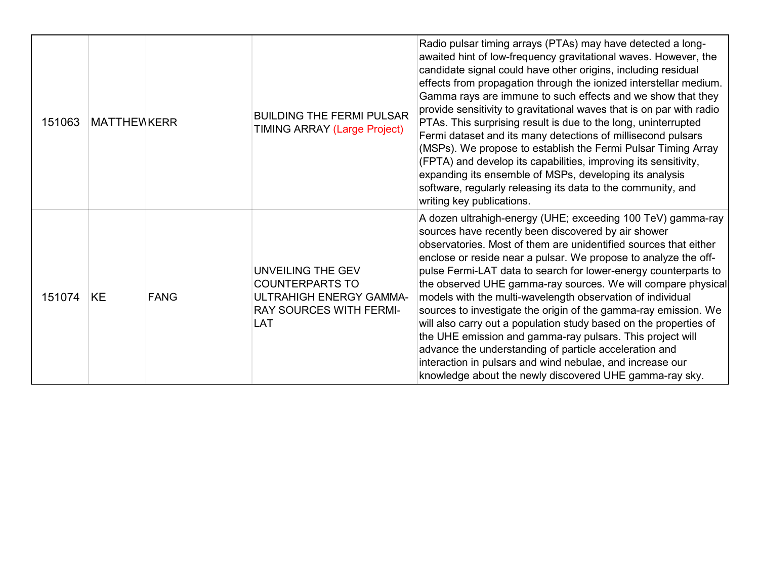| | | | | |
|---|---|---|---|---|
| 151063 | MATTHEW | KERR | BUILDING THE FERMI PULSAR TIMING ARRAY (Large Project) | Radio pulsar timing arrays (PTAs) may have detected a long-awaited hint of low-frequency gravitational waves. However, the candidate signal could have other origins, including residual effects from propagation through the ionized interstellar medium. Gamma rays are immune to such effects and we show that they provide sensitivity to gravitational waves that is on par with radio PTAs. This surprising result is due to the long, uninterrupted Fermi dataset and its many detections of millisecond pulsars (MSPs). We propose to establish the Fermi Pulsar Timing Array (FPTA) and develop its capabilities, improving its sensitivity, expanding its ensemble of MSPs, developing its analysis software, regularly releasing its data to the community, and writing key publications. |
| 151074 | KE | FANG | UNVEILING THE GEV COUNTERPARTS TO ULTRAHIGH ENERGY GAMMA-RAY SOURCES WITH FERMI-LAT | A dozen ultrahigh-energy (UHE; exceeding 100 TeV) gamma-ray sources have recently been discovered by air shower observatories. Most of them are unidentified sources that either enclose or reside near a pulsar. We propose to analyze the off-pulse Fermi-LAT data to search for lower-energy counterparts to the observed UHE gamma-ray sources. We will compare physical models with the multi-wavelength observation of individual sources to investigate the origin of the gamma-ray emission. We will also carry out a population study based on the properties of the UHE emission and gamma-ray pulsars. This project will advance the understanding of particle acceleration and interaction in pulsars and wind nebulae, and increase our knowledge about the newly discovered UHE gamma-ray sky. |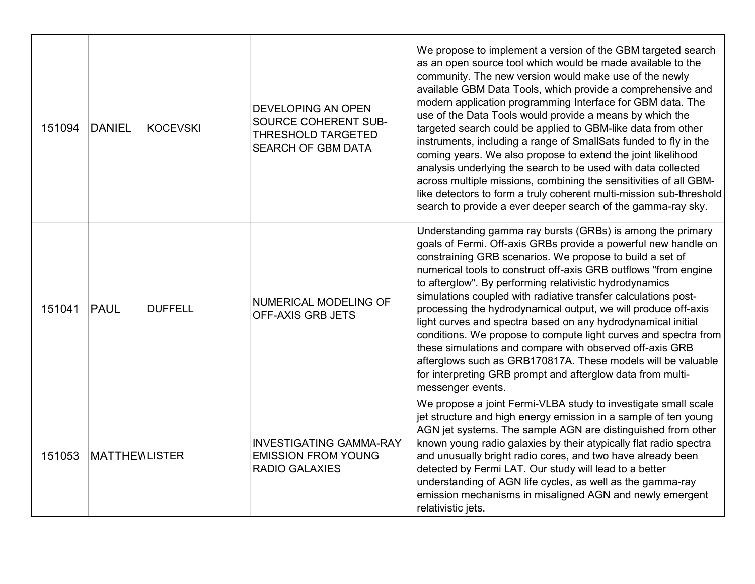| | | | | |
|---|---|---|---|---|
| 151094 | DANIEL | KOCEVSKI | DEVELOPING AN OPEN SOURCE COHERENT SUB-THRESHOLD TARGETED SEARCH OF GBM DATA | We propose to implement a version of the GBM targeted search as an open source tool which would be made available to the community. The new version would make use of the newly available GBM Data Tools, which provide a comprehensive and modern application programming Interface for GBM data. The use of the Data Tools would provide a means by which the targeted search could be applied to GBM-like data from other instruments, including a range of SmallSats funded to fly in the coming years. We also propose to extend the joint likelihood analysis underlying the search to be used with data collected across multiple missions, combining the sensitivities of all GBM-like detectors to form a truly coherent multi-mission sub-threshold search to provide a ever deeper search of the gamma-ray sky. |
| 151041 | PAUL | DUFFELL | NUMERICAL MODELING OF OFF-AXIS GRB JETS | Understanding gamma ray bursts (GRBs) is among the primary goals of Fermi. Off-axis GRBs provide a powerful new handle on constraining GRB scenarios. We propose to build a set of numerical tools to construct off-axis GRB outflows "from engine to afterglow". By performing relativistic hydrodynamics simulations coupled with radiative transfer calculations post-processing the hydrodynamical output, we will produce off-axis light curves and spectra based on any hydrodynamical initial conditions. We propose to compute light curves and spectra from these simulations and compare with observed off-axis GRB afterglows such as GRB170817A. These models will be valuable for interpreting GRB prompt and afterglow data from multi-messenger events. |
| 151053 | MATTHEW | LISTER | INVESTIGATING GAMMA-RAY EMISSION FROM YOUNG RADIO GALAXIES | We propose a joint Fermi-VLBA study to investigate small scale jet structure and high energy emission in a sample of ten young AGN jet systems. The sample AGN are distinguished from other known young radio galaxies by their atypically flat radio spectra and unusually bright radio cores, and two have already been detected by Fermi LAT. Our study will lead to a better understanding of AGN life cycles, as well as the gamma-ray emission mechanisms in misaligned AGN and newly emergent relativistic jets. |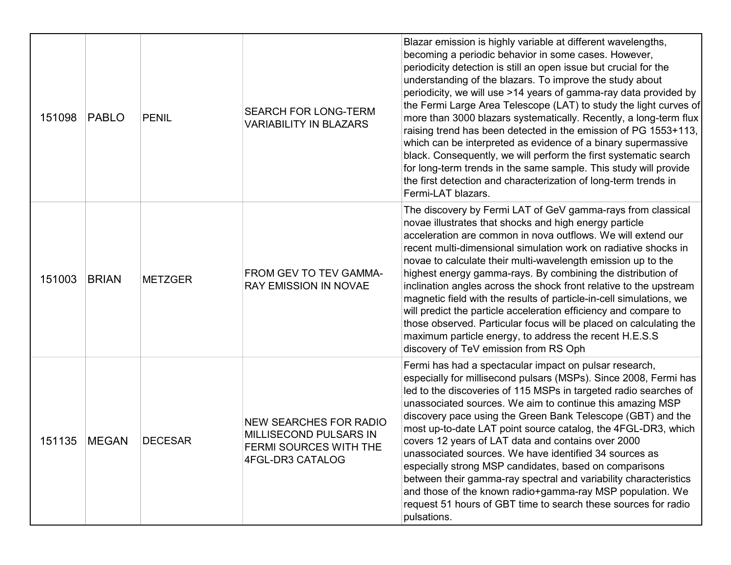| | | | | |
|---|---|---|---|---|
| 151098 | PABLO | PENIL | SEARCH FOR LONG-TERM VARIABILITY IN BLAZARS | Blazar emission is highly variable at different wavelengths, becoming a periodic behavior in some cases. However, periodicity detection is still an open issue but crucial for the understanding of the blazars. To improve the study about periodicity, we will use >14 years of gamma-ray data provided by the Fermi Large Area Telescope (LAT) to study the light curves of more than 3000 blazars systematically. Recently, a long-term flux raising trend has been detected in the emission of PG 1553+113, which can be interpreted as evidence of a binary supermassive black. Consequently, we will perform the first systematic search for long-term trends in the same sample. This study will provide the first detection and characterization of long-term trends in Fermi-LAT blazars. |
| 151003 | BRIAN | METZGER | FROM GEV TO TEV GAMMA-RAY EMISSION IN NOVAE | The discovery by Fermi LAT of GeV gamma-rays from classical novae illustrates that shocks and high energy particle acceleration are common in nova outflows. We will extend our recent multi-dimensional simulation work on radiative shocks in novae to calculate their multi-wavelength emission up to the highest energy gamma-rays. By combining the distribution of inclination angles across the shock front relative to the upstream magnetic field with the results of particle-in-cell simulations, we will predict the particle acceleration efficiency and compare to those observed. Particular focus will be placed on calculating the maximum particle energy, to address the recent H.E.S.S discovery of TeV emission from RS Oph |
| 151135 | MEGAN | DECESAR | NEW SEARCHES FOR RADIO MILLISECOND PULSARS IN FERMI SOURCES WITH THE 4FGL-DR3 CATALOG | Fermi has had a spectacular impact on pulsar research, especially for millisecond pulsars (MSPs). Since 2008, Fermi has led to the discoveries of 115 MSPs in targeted radio searches of unassociated sources. We aim to continue this amazing MSP discovery pace using the Green Bank Telescope (GBT) and the most up-to-date LAT point source catalog, the 4FGL-DR3, which covers 12 years of LAT data and contains over 2000 unassociated sources. We have identified 34 sources as especially strong MSP candidates, based on comparisons between their gamma-ray spectral and variability characteristics and those of the known radio+gamma-ray MSP population. We request 51 hours of GBT time to search these sources for radio pulsations. |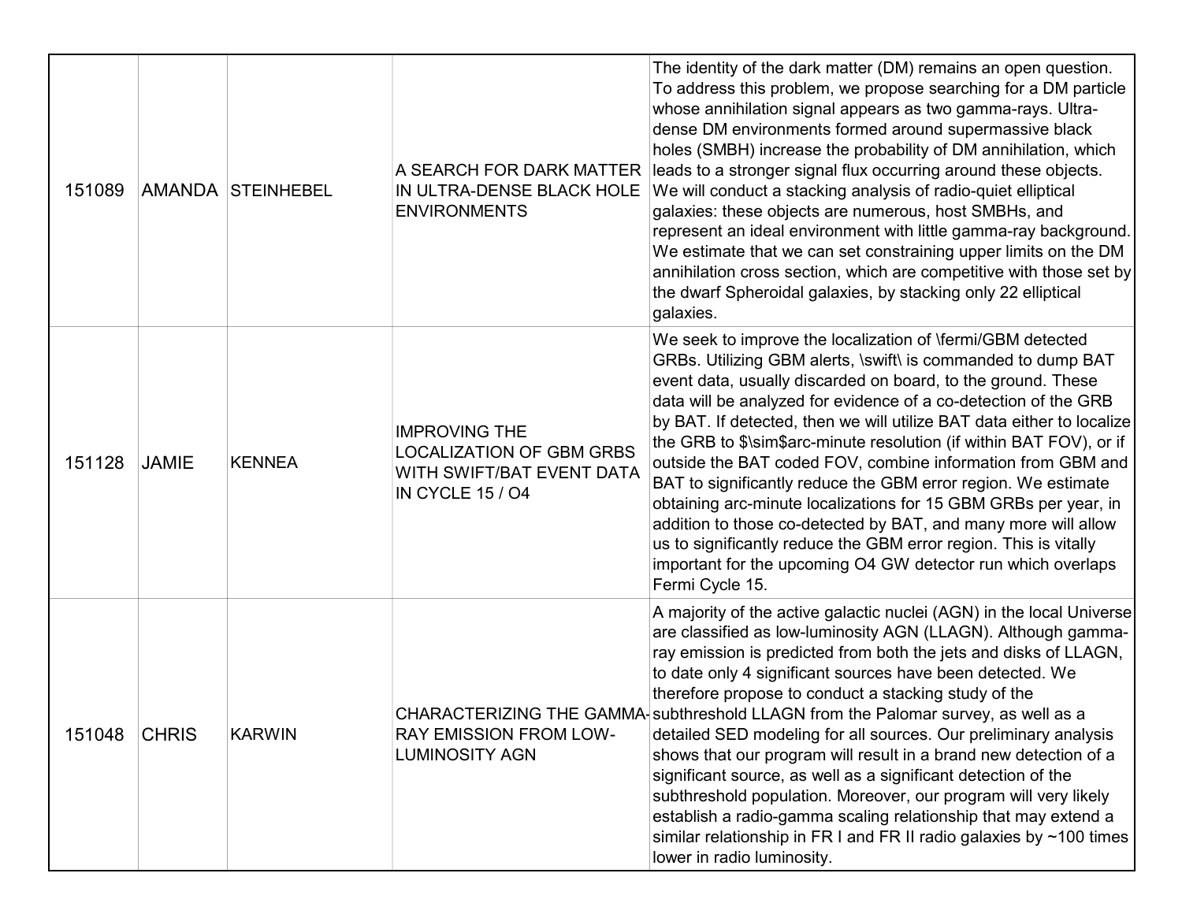| | | | | |
|---|---|---|---|---|
| 151089 | AMANDA | STEINHEBEL | A SEARCH FOR DARK MATTER IN ULTRA-DENSE BLACK HOLE ENVIRONMENTS | The identity of the dark matter (DM) remains an open question. To address this problem, we propose searching for a DM particle whose annihilation signal appears as two gamma-rays. Ultra-dense DM environments formed around supermassive black holes (SMBH) increase the probability of DM annihilation, which leads to a stronger signal flux occurring around these objects. We will conduct a stacking analysis of radio-quiet elliptical galaxies: these objects are numerous, host SMBHs, and represent an ideal environment with little gamma-ray background. We estimate that we can set constraining upper limits on the DM annihilation cross section, which are competitive with those set by the dwarf Spheroidal galaxies, by stacking only 22 elliptical galaxies. |
| 151128 | JAMIE | KENNEA | IMPROVING THE LOCALIZATION OF GBM GRBS WITH SWIFT/BAT EVENT DATA IN CYCLE 15 / O4 | We seek to improve the localization of \fermi/GBM detected GRBs. Utilizing GBM alerts, \swift\ is commanded to dump BAT event data, usually discarded on board, to the ground. These data will be analyzed for evidence of a co-detection of the GRB by BAT. If detected, then we will utilize BAT data either to localize the GRB to $\sim$arc-minute resolution (if within BAT FOV), or if outside the BAT coded FOV, combine information from GBM and BAT to significantly reduce the GBM error region. We estimate obtaining arc-minute localizations for 15 GBM GRBs per year, in addition to those co-detected by BAT, and many more will allow us to significantly reduce the GBM error region. This is vitally important for the upcoming O4 GW detector run which overlaps Fermi Cycle 15. |
| 151048 | CHRIS | KARWIN | CHARACTERIZING THE GAMMA-RAY EMISSION FROM LOW-LUMINOSITY AGN | A majority of the active galactic nuclei (AGN) in the local Universe are classified as low-luminosity AGN (LLAGN). Although gamma-ray emission is predicted from both the jets and disks of LLAGN, to date only 4 significant sources have been detected. We therefore propose to conduct a stacking study of the subthreshold LLAGN from the Palomar survey, as well as a detailed SED modeling for all sources. Our preliminary analysis shows that our program will result in a brand new detection of a significant source, as well as a significant detection of the subthreshold population. Moreover, our program will very likely establish a radio-gamma scaling relationship that may extend a similar relationship in FR I and FR II radio galaxies by ~100 times lower in radio luminosity. |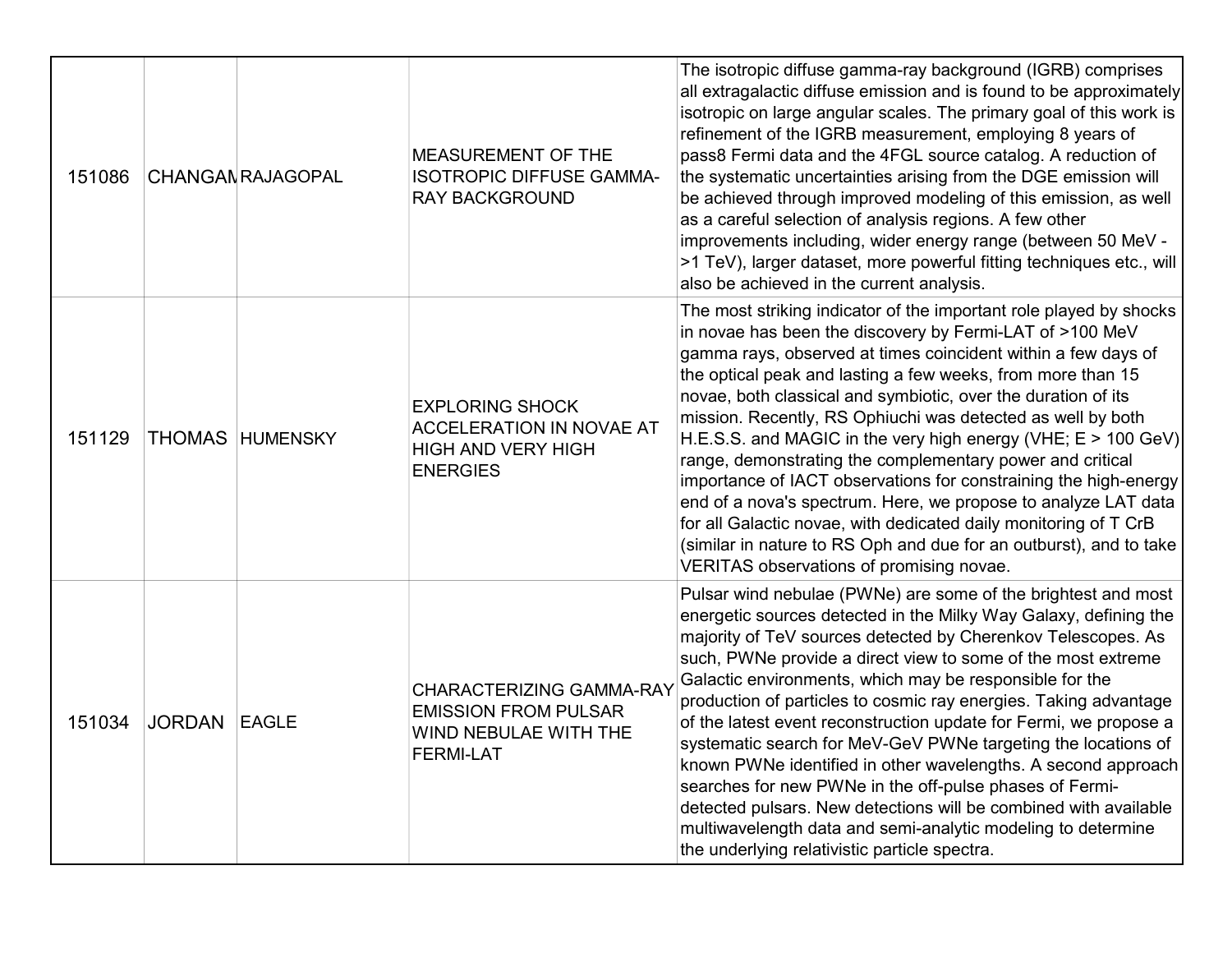| | | | | |
|---|---|---|---|---|
| 151086 | CHANGAM | RAJAGOPAL | MEASUREMENT OF THE ISOTROPIC DIFFUSE GAMMA-RAY BACKGROUND | The isotropic diffuse gamma-ray background (IGRB) comprises all extragalactic diffuse emission and is found to be approximately isotropic on large angular scales. The primary goal of this work is refinement of the IGRB measurement, employing 8 years of pass8 Fermi data and the 4FGL source catalog. A reduction of the systematic uncertainties arising from the DGE emission will be achieved through improved modeling of this emission, as well as a careful selection of analysis regions. A few other improvements including, wider energy range (between 50 MeV - >1 TeV), larger dataset, more powerful fitting techniques etc., will also be achieved in the current analysis. |
| 151129 | THOMAS | HUMENSKY | EXPLORING SHOCK ACCELERATION IN NOVAE AT HIGH AND VERY HIGH ENERGIES | The most striking indicator of the important role played by shocks in novae has been the discovery by Fermi-LAT of >100 MeV gamma rays, observed at times coincident within a few days of the optical peak and lasting a few weeks, from more than 15 novae, both classical and symbiotic, over the duration of its mission. Recently, RS Ophiuchi was detected as well by both H.E.S.S. and MAGIC in the very high energy (VHE; E > 100 GeV) range, demonstrating the complementary power and critical importance of IACT observations for constraining the high-energy end of a nova's spectrum. Here, we propose to analyze LAT data for all Galactic novae, with dedicated daily monitoring of T CrB (similar in nature to RS Oph and due for an outburst), and to take VERITAS observations of promising novae. |
| 151034 | JORDAN | EAGLE | CHARACTERIZING GAMMA-RAY EMISSION FROM PULSAR WIND NEBULAE WITH THE FERMI-LAT | Pulsar wind nebulae (PWNe) are some of the brightest and most energetic sources detected in the Milky Way Galaxy, defining the majority of TeV sources detected by Cherenkov Telescopes. As such, PWNe provide a direct view to some of the most extreme Galactic environments, which may be responsible for the production of particles to cosmic ray energies. Taking advantage of the latest event reconstruction update for Fermi, we propose a systematic search for MeV-GeV PWNe targeting the locations of known PWNe identified in other wavelengths. A second approach searches for new PWNe in the off-pulse phases of Fermi-detected pulsars. New detections will be combined with available multiwavelength data and semi-analytic modeling to determine the underlying relativistic particle spectra. |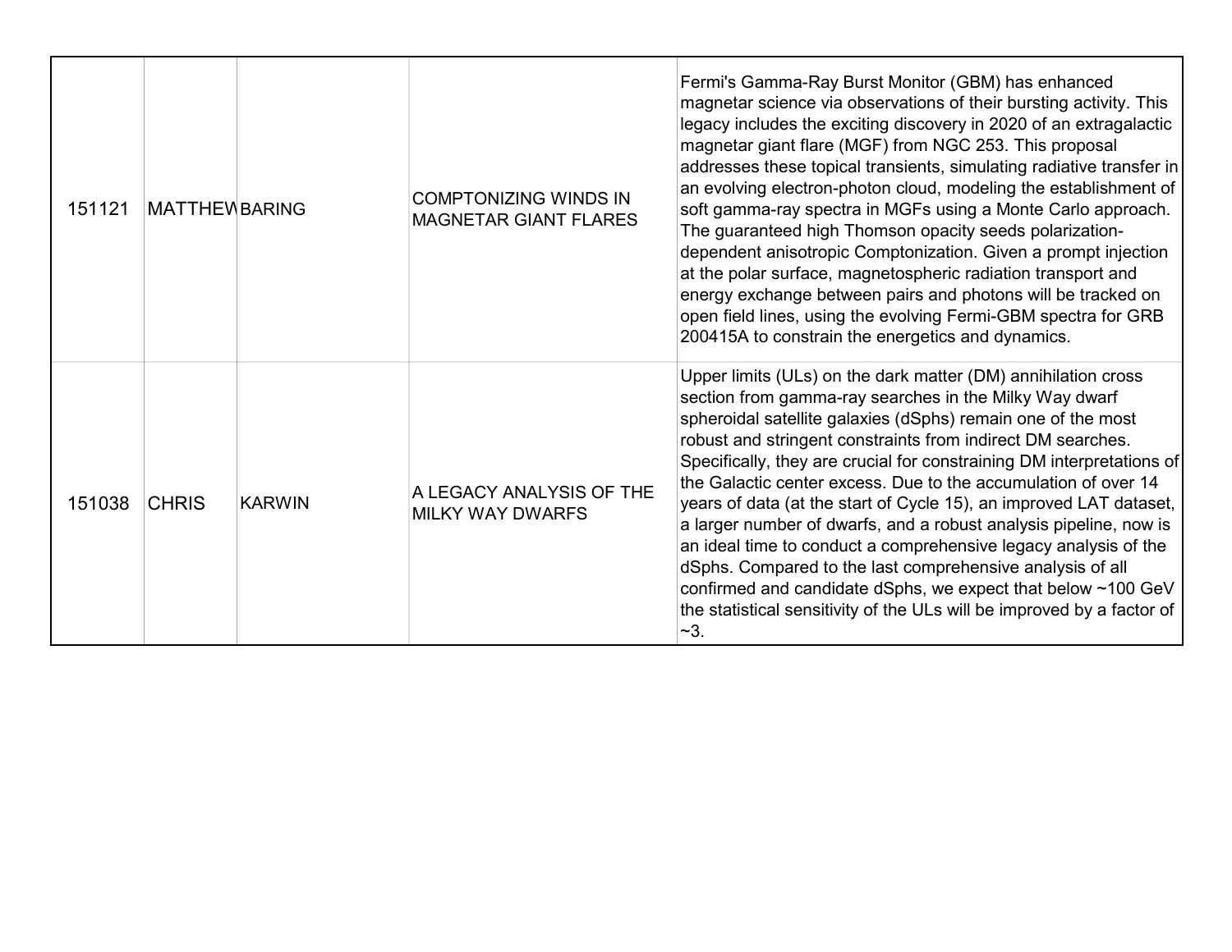| | | | | |
|---|---|---|---|---|
| 151121 | MATTHEW | BARING | COMPTONIZING WINDS IN MAGNETAR GIANT FLARES | Fermi's Gamma-Ray Burst Monitor (GBM) has enhanced magnetar science via observations of their bursting activity. This legacy includes the exciting discovery in 2020 of an extragalactic magnetar giant flare (MGF) from NGC 253. This proposal addresses these topical transients, simulating radiative transfer in an evolving electron-photon cloud, modeling the establishment of soft gamma-ray spectra in MGFs using a Monte Carlo approach. The guaranteed high Thomson opacity seeds polarization-dependent anisotropic Comptonization. Given a prompt injection at the polar surface, magnetospheric radiation transport and energy exchange between pairs and photons will be tracked on open field lines, using the evolving Fermi-GBM spectra for GRB 200415A to constrain the energetics and dynamics. |
| 151038 | CHRIS | KARWIN | A LEGACY ANALYSIS OF THE MILKY WAY DWARFS | Upper limits (ULs) on the dark matter (DM) annihilation cross section from gamma-ray searches in the Milky Way dwarf spheroidal satellite galaxies (dSphs) remain one of the most robust and stringent constraints from indirect DM searches. Specifically, they are crucial for constraining DM interpretations of the Galactic center excess. Due to the accumulation of over 14 years of data (at the start of Cycle 15), an improved LAT dataset, a larger number of dwarfs, and a robust analysis pipeline, now is an ideal time to conduct a comprehensive legacy analysis of the dSphs. Compared to the last comprehensive analysis of all confirmed and candidate dSphs, we expect that below ~100 GeV the statistical sensitivity of the ULs will be improved by a factor of ~3. |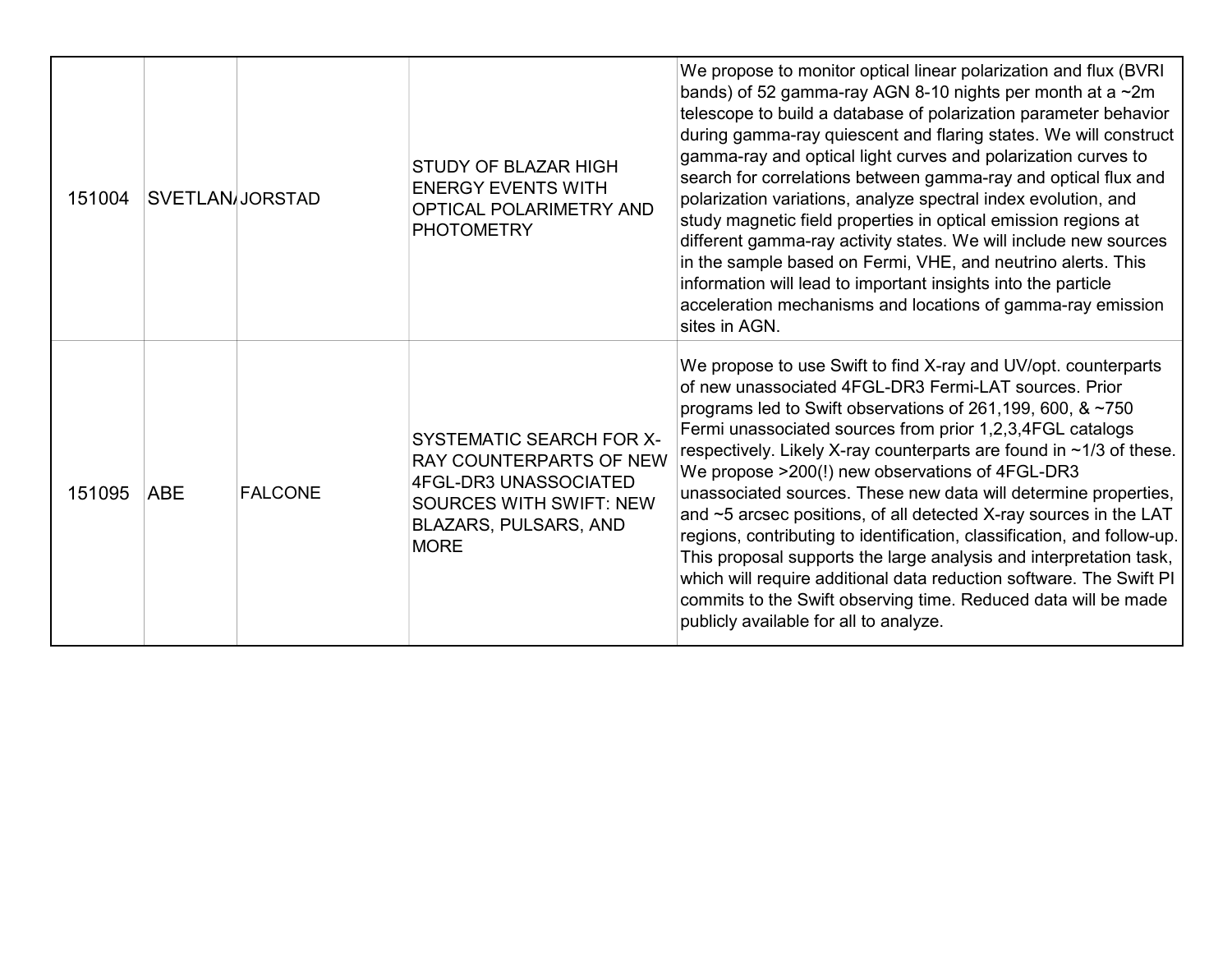| 151004 | SVETLAN/ | JORSTAD | STUDY OF BLAZAR HIGH ENERGY EVENTS WITH OPTICAL POLARIMETRY AND PHOTOMETRY | We propose to monitor optical linear polarization and flux (BVRI bands) of 52 gamma-ray AGN 8-10 nights per month at a ~2m telescope to build a database of polarization parameter behavior during gamma-ray quiescent and flaring states. We will construct gamma-ray and optical light curves and polarization curves to search for correlations between gamma-ray and optical flux and polarization variations, analyze spectral index evolution, and study magnetic field properties in optical emission regions at different gamma-ray activity states. We will include new sources in the sample based on Fermi, VHE, and neutrino alerts. This information will lead to important insights into the particle acceleration mechanisms and locations of gamma-ray emission sites in AGN. |
|---|---|---|---|---|
| 151095 | ABE | FALCONE | SYSTEMATIC SEARCH FOR X-RAY COUNTERPARTS OF NEW 4FGL-DR3 UNASSOCIATED SOURCES WITH SWIFT: NEW BLAZARS, PULSARS, AND MORE | We propose to use Swift to find X-ray and UV/opt. counterparts of new unassociated 4FGL-DR3 Fermi-LAT sources. Prior programs led to Swift observations of 261,199, 600, & ~750 Fermi unassociated sources from prior 1,2,3,4FGL catalogs respectively. Likely X-ray counterparts are found in ~1/3 of these. We propose >200(!) new observations of 4FGL-DR3 unassociated sources. These new data will determine properties, and ~5 arcsec positions, of all detected X-ray sources in the LAT regions, contributing to identification, classification, and follow-up. This proposal supports the large analysis and interpretation task, which will require additional data reduction software. The Swift PI commits to the Swift observing time. Reduced data will be made publicly available for all to analyze. |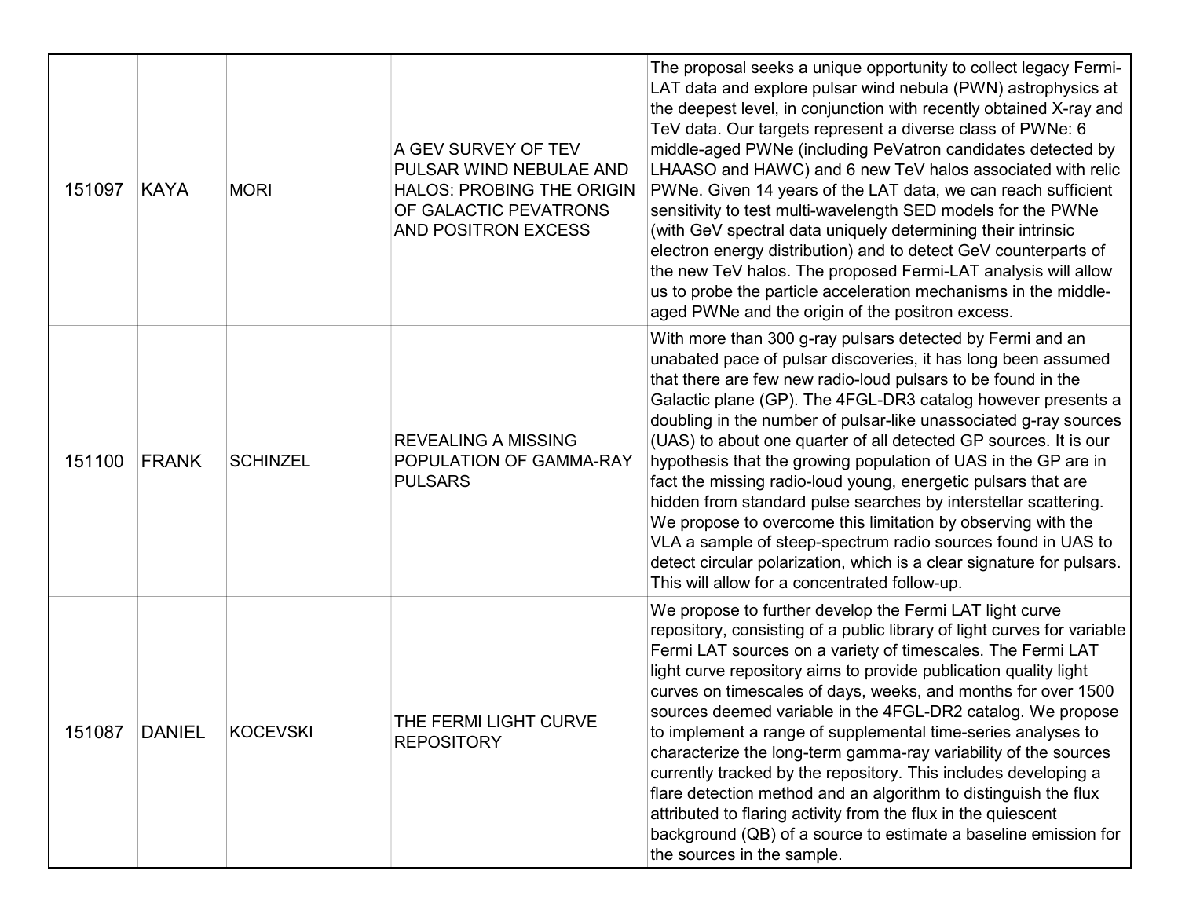| | | | | |
|---|---|---|---|---|
| 151097 | KAYA | MORI | A GEV SURVEY OF TEV PULSAR WIND NEBULAE AND HALOS: PROBING THE ORIGIN OF GALACTIC PEVATRONS AND POSITRON EXCESS | The proposal seeks a unique opportunity to collect legacy Fermi-LAT data and explore pulsar wind nebula (PWN) astrophysics at the deepest level, in conjunction with recently obtained X-ray and TeV data. Our targets represent a diverse class of PWNe: 6 middle-aged PWNe (including PeVatron candidates detected by LHAASO and HAWC) and 6 new TeV halos associated with relic PWNe. Given 14 years of the LAT data, we can reach sufficient sensitivity to test multi-wavelength SED models for the PWNe (with GeV spectral data uniquely determining their intrinsic electron energy distribution) and to detect GeV counterparts of the new TeV halos. The proposed Fermi-LAT analysis will allow us to probe the particle acceleration mechanisms in the middle-aged PWNe and the origin of the positron excess. |
| 151100 | FRANK | SCHINZEL | REVEALING A MISSING POPULATION OF GAMMA-RAY PULSARS | With more than 300 g-ray pulsars detected by Fermi and an unabated pace of pulsar discoveries, it has long been assumed that there are few new radio-loud pulsars to be found in the Galactic plane (GP). The 4FGL-DR3 catalog however presents a doubling in the number of pulsar-like unassociated g-ray sources (UAS) to about one quarter of all detected GP sources. It is our hypothesis that the growing population of UAS in the GP are in fact the missing radio-loud young, energetic pulsars that are hidden from standard pulse searches by interstellar scattering. We propose to overcome this limitation by observing with the VLA a sample of steep-spectrum radio sources found in UAS to detect circular polarization, which is a clear signature for pulsars. This will allow for a concentrated follow-up. |
| 151087 | DANIEL | KOCEVSKI | THE FERMI LIGHT CURVE REPOSITORY | We propose to further develop the Fermi LAT light curve repository, consisting of a public library of light curves for variable Fermi LAT sources on a variety of timescales. The Fermi LAT light curve repository aims to provide publication quality light curves on timescales of days, weeks, and months for over 1500 sources deemed variable in the 4FGL-DR2 catalog. We propose to implement a range of supplemental time-series analyses to characterize the long-term gamma-ray variability of the sources currently tracked by the repository. This includes developing a flare detection method and an algorithm to distinguish the flux attributed to flaring activity from the flux in the quiescent background (QB) of a source to estimate a baseline emission for the sources in the sample. |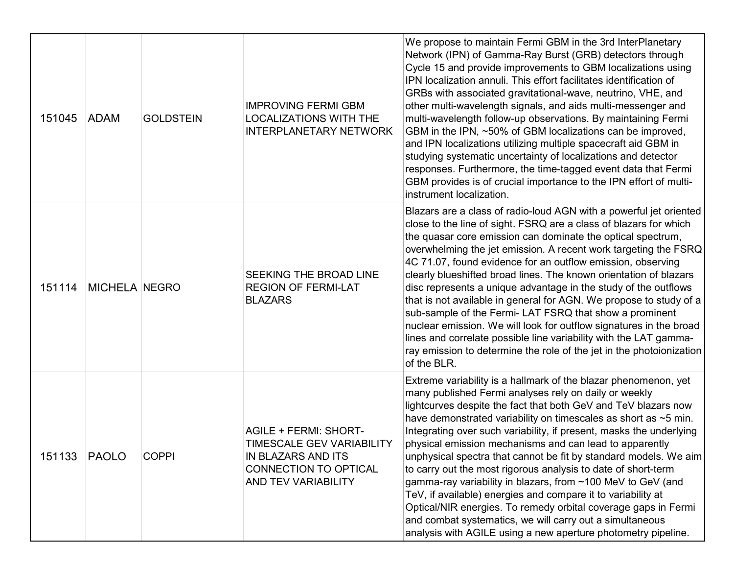| | | | | |
|---|---|---|---|---|
| 151045 | ADAM | GOLDSTEIN | IMPROVING FERMI GBM LOCALIZATIONS WITH THE INTERPLANETARY NETWORK | We propose to maintain Fermi GBM in the 3rd InterPlanetary Network (IPN) of Gamma-Ray Burst (GRB) detectors through Cycle 15 and provide improvements to GBM localizations using IPN localization annuli. This effort facilitates identification of GRBs with associated gravitational-wave, neutrino, VHE, and other multi-wavelength signals, and aids multi-messenger and multi-wavelength follow-up observations. By maintaining Fermi GBM in the IPN, ~50% of GBM localizations can be improved, and IPN localizations utilizing multiple spacecraft aid GBM in studying systematic uncertainty of localizations and detector responses. Furthermore, the time-tagged event data that Fermi GBM provides is of crucial importance to the IPN effort of multi-instrument localization. |
| 151114 | MICHELA | NEGRO | SEEKING THE BROAD LINE REGION OF FERMI-LAT BLAZARS | Blazars are a class of radio-loud AGN with a powerful jet oriented close to the line of sight. FSRQ are a class of blazars for which the quasar core emission can dominate the optical spectrum, overwhelming the jet emission. A recent work targeting the FSRQ 4C 71.07, found evidence for an outflow emission, observing clearly blueshifted broad lines. The known orientation of blazars disc represents a unique advantage in the study of the outflows that is not available in general for AGN. We propose to study of a sub-sample of the Fermi- LAT FSRQ that show a prominent nuclear emission. We will look for outflow signatures in the broad lines and correlate possible line variability with the LAT gamma-ray emission to determine the role of the jet in the photoionization of the BLR. |
| 151133 | PAOLO | COPPI | AGILE + FERMI: SHORT-TIMESCALE GEV VARIABILITY IN BLAZARS AND ITS CONNECTION TO OPTICAL AND TEV VARIABILITY | Extreme variability is a hallmark of the blazar phenomenon, yet many published Fermi analyses rely on daily or weekly lightcurves despite the fact that both GeV and TeV blazars now have demonstrated variability on timescales as short as ~5 min. Integrating over such variability, if present, masks the underlying physical emission mechanisms and can lead to apparently unphysical spectra that cannot be fit by standard models. We aim to carry out the most rigorous analysis to date of short-term gamma-ray variability in blazars, from ~100 MeV to GeV (and TeV, if available) energies and compare it to variability at Optical/NIR energies. To remedy orbital coverage gaps in Fermi and combat systematics, we will carry out a simultaneous analysis with AGILE using a new aperture photometry pipeline. |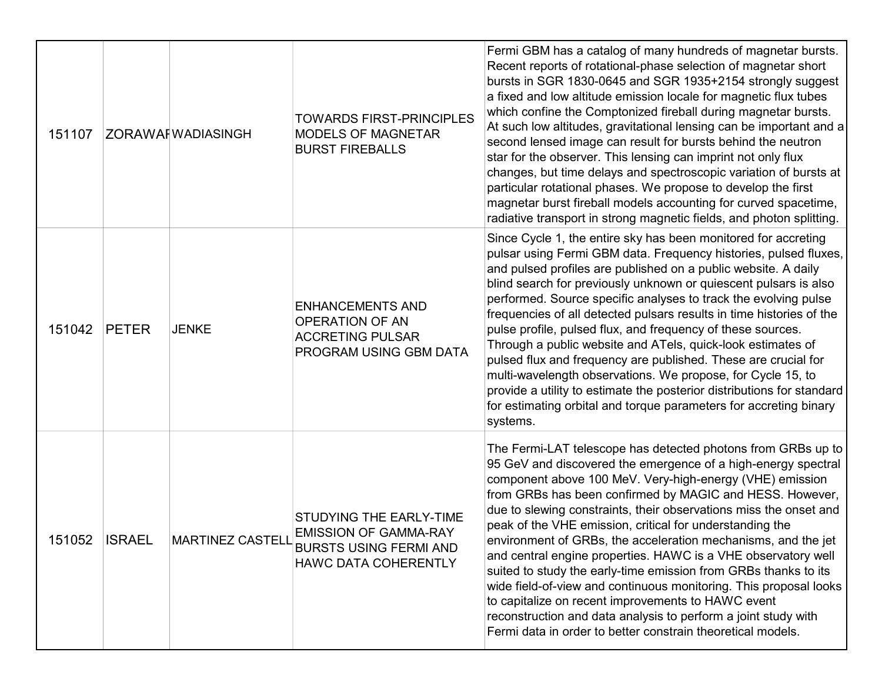| | | | | |
|---|---|---|---|---|
| 151107 | ZORAWAR | WADIASINGH | TOWARDS FIRST-PRINCIPLES MODELS OF MAGNETAR BURST FIREBALLS | Fermi GBM has a catalog of many hundreds of magnetar bursts. Recent reports of rotational-phase selection of magnetar short bursts in SGR 1830-0645 and SGR 1935+2154 strongly suggest a fixed and low altitude emission locale for magnetic flux tubes which confine the Comptonized fireball during magnetar bursts. At such low altitudes, gravitational lensing can be important and a second lensed image can result for bursts behind the neutron star for the observer. This lensing can imprint not only flux changes, but time delays and spectroscopic variation of bursts at particular rotational phases. We propose to develop the first magnetar burst fireball models accounting for curved spacetime, radiative transport in strong magnetic fields, and photon splitting. |
| 151042 | PETER | JENKE | ENHANCEMENTS AND OPERATION OF AN ACCRETING PULSAR PROGRAM USING GBM DATA | Since Cycle 1, the entire sky has been monitored for accreting pulsar using Fermi GBM data. Frequency histories, pulsed fluxes, and pulsed profiles are published on a public website. A daily blind search for previously unknown or quiescent pulsars is also performed. Source specific analyses to track the evolving pulse frequencies of all detected pulsars results in time histories of the pulse profile, pulsed flux, and frequency of these sources. Through a public website and ATels, quick-look estimates of pulsed flux and frequency are published. These are crucial for multi-wavelength observations. We propose, for Cycle 15, to provide a utility to estimate the posterior distributions for standard for estimating orbital and torque parameters for accreting binary systems. |
| 151052 | ISRAEL | MARTINEZ CASTELL | STUDYING THE EARLY-TIME EMISSION OF GAMMA-RAY BURSTS USING FERMI AND HAWC DATA COHERENTLY | The Fermi-LAT telescope has detected photons from GRBs up to 95 GeV and discovered the emergence of a high-energy spectral component above 100 MeV. Very-high-energy (VHE) emission from GRBs has been confirmed by MAGIC and HESS. However, due to slewing constraints, their observations miss the onset and peak of the VHE emission, critical for understanding the environment of GRBs, the acceleration mechanisms, and the jet and central engine properties. HAWC is a VHE observatory well suited to study the early-time emission from GRBs thanks to its wide field-of-view and continuous monitoring. This proposal looks to capitalize on recent improvements to HAWC event reconstruction and data analysis to perform a joint study with Fermi data in order to better constrain theoretical models. |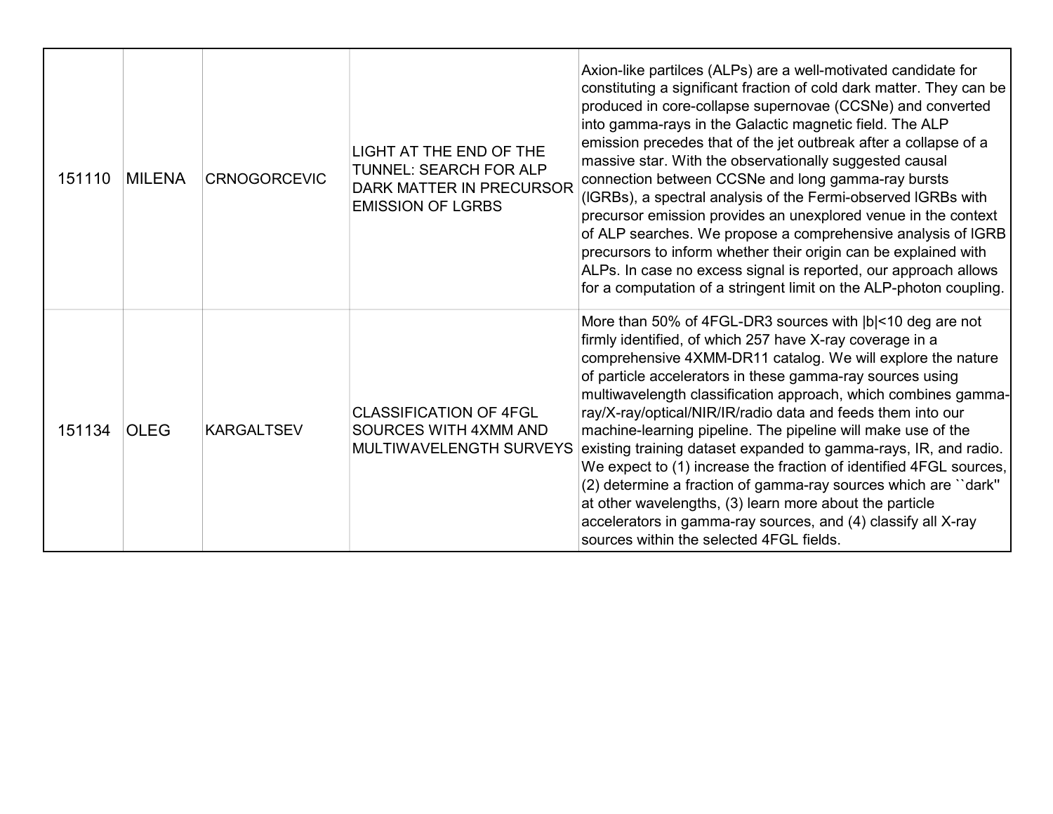| | | | | |
|---|---|---|---|---|
| 151110 | MILENA | CRNOGORCEVIC | LIGHT AT THE END OF THE TUNNEL: SEARCH FOR ALP DARK MATTER IN PRECURSOR EMISSION OF LGRBS | Axion-like partilces (ALPs) are a well-motivated candidate for constituting a significant fraction of cold dark matter. They can be produced in core-collapse supernovae (CCSNe) and converted into gamma-rays in the Galactic magnetic field. The ALP emission precedes that of the jet outbreak after a collapse of a massive star. With the observationally suggested causal connection between CCSNe and long gamma-ray bursts (lGRBs), a spectral analysis of the Fermi-observed lGRBs with precursor emission provides an unexplored venue in the context of ALP searches. We propose a comprehensive analysis of lGRB precursors to inform whether their origin can be explained with ALPs. In case no excess signal is reported, our approach allows for a computation of a stringent limit on the ALP-photon coupling. |
| 151134 | OLEG | KARGALTSEV | CLASSIFICATION OF 4FGL SOURCES WITH 4XMM AND MULTIWAVELENGTH SURVEYS | More than 50% of 4FGL-DR3 sources with $\|b\|<10$ deg are not firmly identified, of which 257 have X-ray coverage in a comprehensive 4XMM-DR11 catalog. We will explore the nature of particle accelerators in these gamma-ray sources using multiwavelength classification approach, which combines gamma-ray/X-ray/optical/NIR/IR/radio data and feeds them into our machine-learning pipeline. The pipeline will make use of the existing training dataset expanded to gamma-rays, IR, and radio. We expect to (1) increase the fraction of identified 4FGL sources, (2) determine a fraction of gamma-ray sources which are ``dark'' at other wavelengths, (3) learn more about the particle accelerators in gamma-ray sources, and (4) classify all X-ray sources within the selected 4FGL fields. |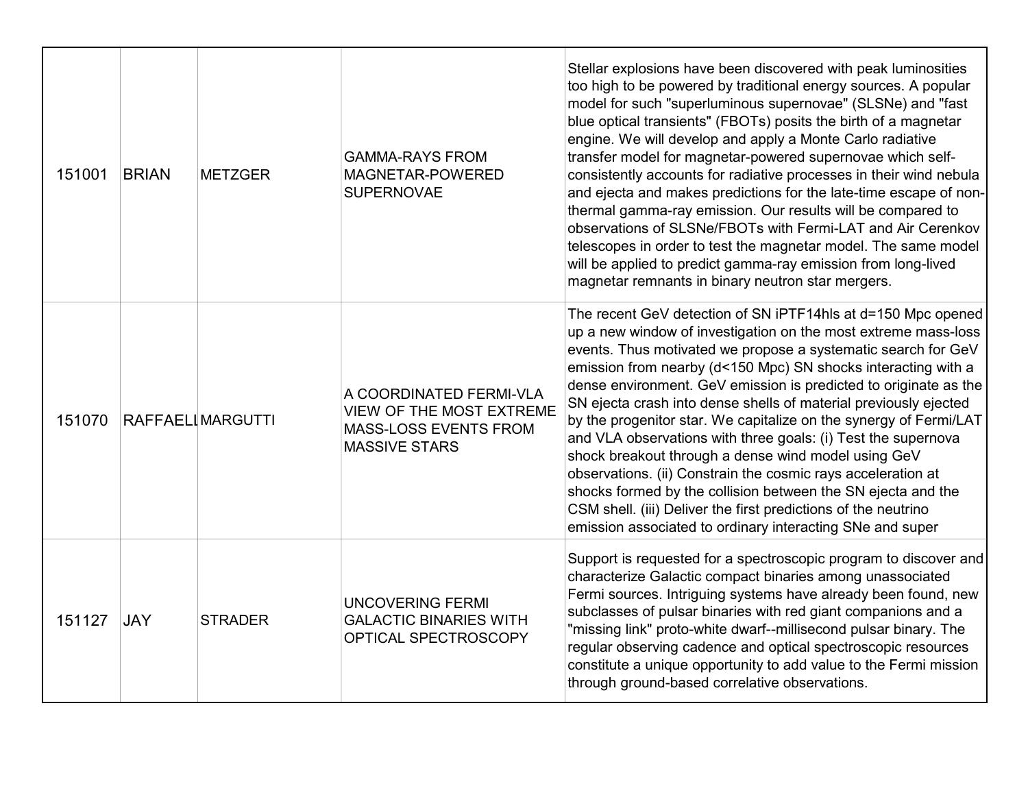| | | | | |
|---|---|---|---|---|
| 151001 | BRIAN | METZGER | GAMMA-RAYS FROM MAGNETAR-POWERED SUPERNOVAE | Stellar explosions have been discovered with peak luminosities too high to be powered by traditional energy sources. A popular model for such "superluminous supernovae" (SLSNe) and "fast blue optical transients" (FBOTs) posits the birth of a magnetar engine. We will develop and apply a Monte Carlo radiative transfer model for magnetar-powered supernovae which self-consistently accounts for radiative processes in their wind nebula and ejecta and makes predictions for the late-time escape of non-thermal gamma-ray emission. Our results will be compared to observations of SLSNe/FBOTs with Fermi-LAT and Air Cerenkov telescopes in order to test the magnetar model. The same model will be applied to predict gamma-ray emission from long-lived magnetar remnants in binary neutron star mergers. |
| 151070 | RAFFAELI | MARGUTTI | A COORDINATED FERMI-VLA VIEW OF THE MOST EXTREME MASS-LOSS EVENTS FROM MASSIVE STARS | The recent GeV detection of SN iPTF14hls at d=150 Mpc opened up a new window of investigation on the most extreme mass-loss events. Thus motivated we propose a systematic search for GeV emission from nearby (d<150 Mpc) SN shocks interacting with a dense environment. GeV emission is predicted to originate as the SN ejecta crash into dense shells of material previously ejected by the progenitor star. We capitalize on the synergy of Fermi/LAT and VLA observations with three goals: (i) Test the supernova shock breakout through a dense wind model using GeV observations. (ii) Constrain the cosmic rays acceleration at shocks formed by the collision between the SN ejecta and the CSM shell. (iii) Deliver the first predictions of the neutrino emission associated to ordinary interacting SNe and super |
| 151127 | JAY | STRADER | UNCOVERING FERMI GALACTIC BINARIES WITH OPTICAL SPECTROSCOPY | Support is requested for a spectroscopic program to discover and characterize Galactic compact binaries among unassociated Fermi sources. Intriguing systems have already been found, new subclasses of pulsar binaries with red giant companions and a "missing link" proto-white dwarf--millisecond pulsar binary. The regular observing cadence and optical spectroscopic resources constitute a unique opportunity to add value to the Fermi mission through ground-based correlative observations. |